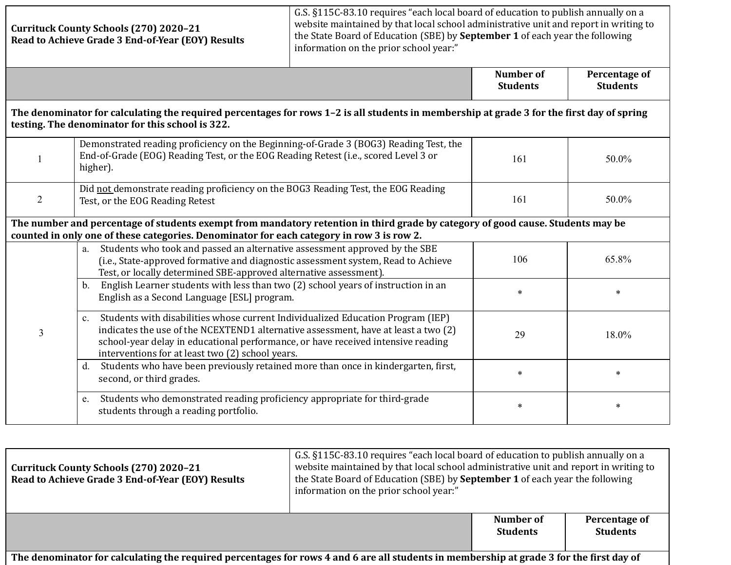| **Currituck County Schools (270) 2020–21**<br>**Read to Achieve Grade 3 End-of-Year (EOY) Results** | G.S. §115C-83.10 requires "each local board of education to publish annually on a website maintained by that local school administrative unit and report in writing to the State Board of Education (SBE) by **September 1** of each year the following information on the prior school year:" | | |
|---|---|---|---|
| | | **Number of Students** | **Percentage of Students** |
| **The denominator for calculating the required percentages for rows 1–2 is all students in membership at grade 3 for the first day of spring testing. The denominator for this school is 322.** | | | |
| 1 | Demonstrated reading proficiency on the Beginning-of-Grade 3 (BOG3) Reading Test, the End-of-Grade (EOG) Reading Test, or the EOG Reading Retest (i.e., scored Level 3 or higher). | 161 | 50.0% |
| 2 | Did not demonstrate reading proficiency on the BOG3 Reading Test, the EOG Reading Test, or the EOG Reading Retest | 161 | 50.0% |
| **The number and percentage of students exempt from mandatory retention in third grade by category of good cause. Students may be counted in only one of these categories. Denominator for each category in row 3 is row 2.** | | | |
| 3 | a. Students who took and passed an alternative assessment approved by the SBE (i.e., State-approved formative and diagnostic assessment system, Read to Achieve Test, or locally determined SBE-approved alternative assessment). | 106 | 65.8% |
| | b. English Learner students with less than two (2) school years of instruction in an English as a Second Language [ESL] program. | * | * |
| | c. Students with disabilities whose current Individualized Education Program (IEP) indicates the use of the NCEXTEND1 alternative assessment, have at least a two (2) school-year delay in educational performance, or have received intensive reading interventions for at least two (2) school years. | 29 | 18.0% |
| | d. Students who have been previously retained more than once in kindergarten, first, second, or third grades. | * | * |
| | e. Students who demonstrated reading proficiency appropriate for third-grade students through a reading portfolio. | * | * |

| **Currituck County Schools (270) 2020–21**<br>**Read to Achieve Grade 3 End-of-Year (EOY) Results** | G.S. §115C-83.10 requires "each local board of education to publish annually on a website maintained by that local school administrative unit and report in writing to the State Board of Education (SBE) by **September 1** of each year the following information on the prior school year:" | | |
|---|---|---|---|
| | | **Number of Students** | **Percentage of Students** |
| **The denominator for calculating the required percentages for rows 4 and 6 are all students in membership at grade 3 for the first day of** | | | |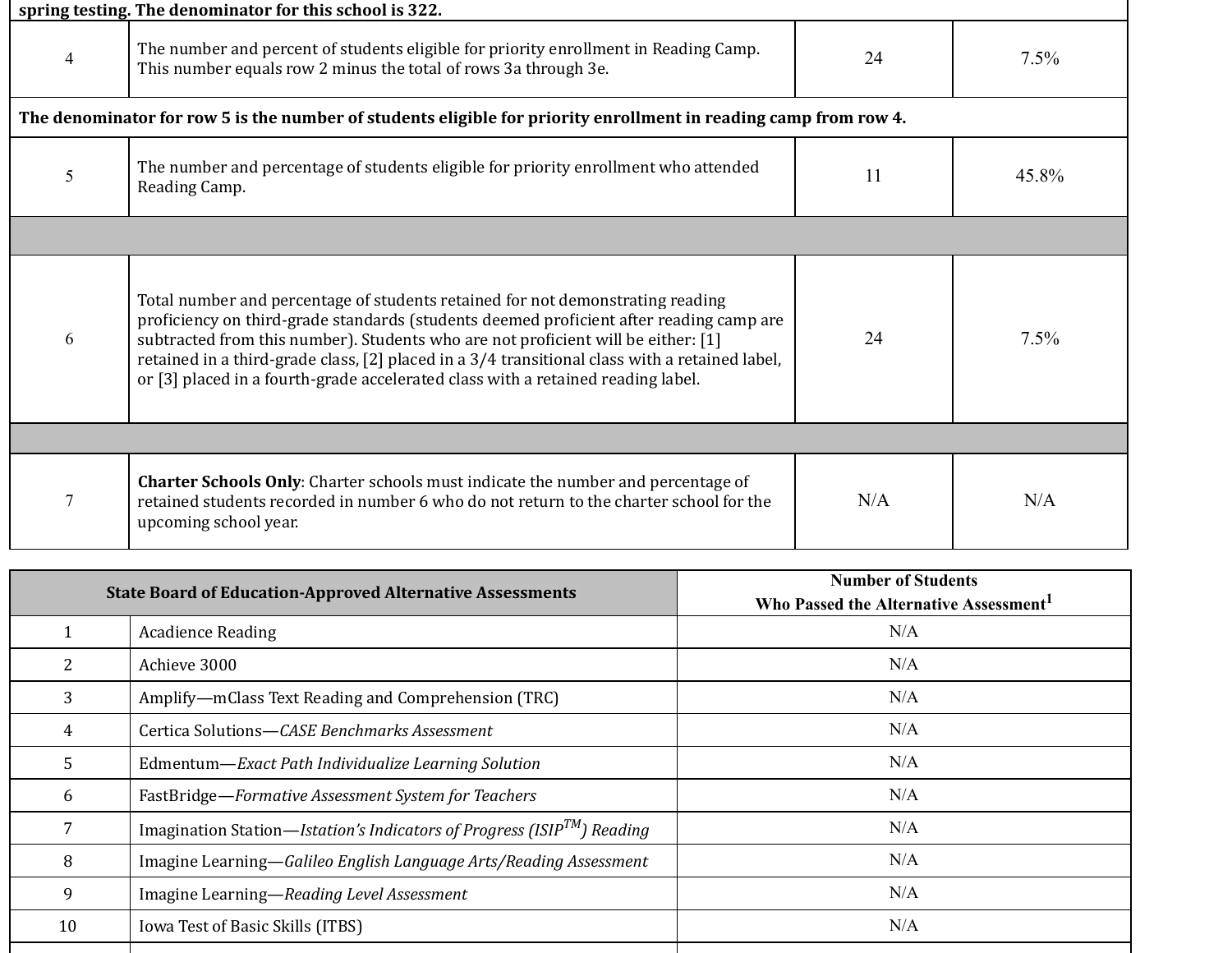| | | | |
|---|---|---|---|
| **spring testing. The denominator for this school is 322.** | | | |
| 4 | The number and percent of students eligible for priority enrollment in Reading Camp. This number equals row 2 minus the total of rows 3a through 3e. | 24 | 7.5% |
| **The denominator for row 5 is the number of students eligible for priority enrollment in reading camp from row 4.** | | | |
| 5 | The number and percentage of students eligible for priority enrollment who attended Reading Camp. | 11 | 45.8% |
| | | | |
| 6 | Total number and percentage of students retained for not demonstrating reading proficiency on third-grade standards (students deemed proficient after reading camp are subtracted from this number). Students who are not proficient will be either: [1] retained in a third-grade class, [2] placed in a 3/4 transitional class with a retained label, or [3] placed in a fourth-grade accelerated class with a retained reading label. | 24 | 7.5% |
| | | | |
| 7 | **Charter Schools Only**: Charter schools must indicate the number and percentage of retained students recorded in number 6 who do not return to the charter school for the upcoming school year. | N/A | N/A |

| State Board of Education-Approved Alternative Assessments | | Number of Students Who Passed the Alternative Assessment[1] |
|---|---|---|
| 1 | Acadience Reading | N/A |
| 2 | Achieve 3000 | N/A |
| 3 | Amplify—mClass Text Reading and Comprehension (TRC) | N/A |
| 4 | Certica Solutions—*CASE Benchmarks Assessment* | N/A |
| 5 | Edmentum—*Exact Path Individualize Learning Solution* | N/A |
| 6 | FastBridge—*Formative Assessment System for Teachers* | N/A |
| 7 | Imagination Station—*Istation's Indicators of Progress (ISIP™) Reading* | N/A |
| 8 | Imagine Learning—*Galileo English Language Arts/Reading Assessment* | N/A |
| 9 | Imagine Learning—*Reading Level Assessment* | N/A |
| 10 | Iowa Test of Basic Skills (ITBS) | N/A |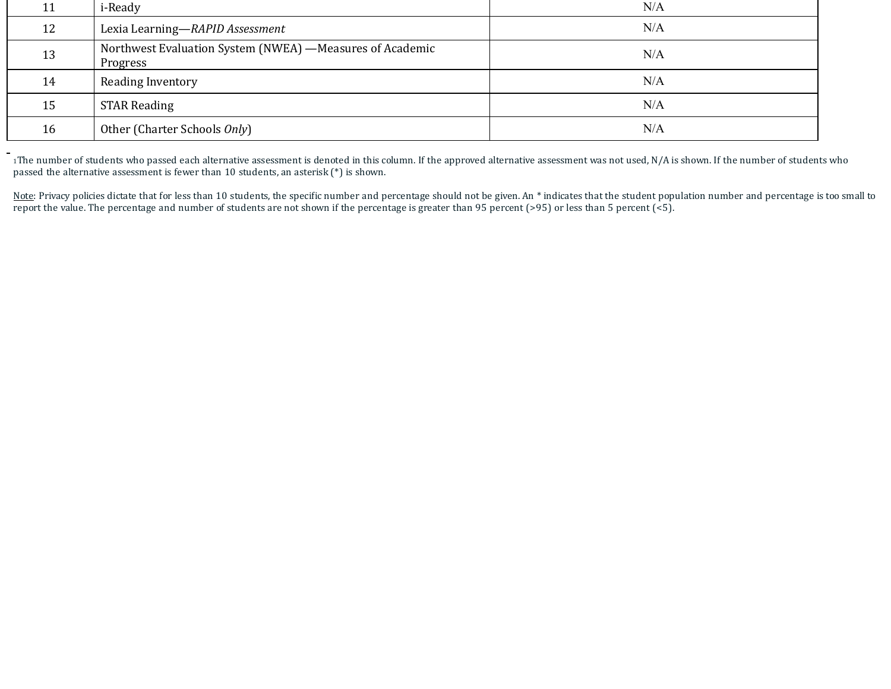| | | |
|---|---|---|
| 11 | i-Ready | N/A |
| 12 | Lexia Learning—*RAPID Assessment* | N/A |
| 13 | Northwest Evaluation System (NWEA) —Measures of Academic Progress | N/A |
| 14 | Reading Inventory | N/A |
| 15 | STAR Reading | N/A |
| 16 | Other (Charter Schools *Only*) | N/A |

[1]The number of students who passed each alternative assessment is denoted in this column. If the approved alternative assessment was not used, N/A is shown. If the number of students who passed the alternative assessment is fewer than 10 students, an asterisk (*) is shown.

Note: Privacy policies dictate that for less than 10 students, the specific number and percentage should not be given. An * indicates that the student population number and percentage is too small to report the value. The percentage and number of students are not shown if the percentage is greater than 95 percent (>95) or less than 5 percent (<5).